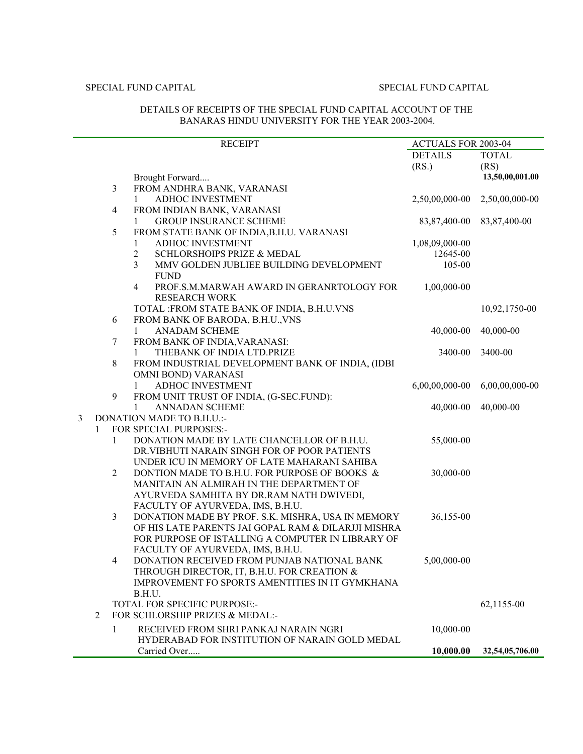SPECIAL FUND CAPITAL

DETAILS OF RECEIPTS OF THE SPECIAL FUND CAPITAL ACCOUNT OF THE BANARAS HINDU UNIVERSITY FOR THE YEAR 2003-2004.

| | | | RECEIPT | ACTUALS FOR 2003-04 | |
|---|---|---|---|---|---|
| | | | | DETAILS (RS.) | TOTAL (RS) |
| | | | Brought Forward.... | | **13,50,00,001.00** |
| | | 3 | FROM ANDHRA BANK, VARANASI | | |
| | | | 1 ADHOC INVESTMENT | 2,50,00,000-00 | 2,50,00,000-00 |
| | | 4 | FROM INDIAN BANK, VARANASI | | |
| | | | 1 GROUP INSURANCE SCHEME | 83,87,400-00 | 83,87,400-00 |
| | | 5 | FROM STATE BANK OF INDIA,B.H.U. VARANASI | | |
| | | | 1 ADHOC INVESTMENT | 1,08,09,000-00 | |
| | | | 2 SCHLORSHOIPS PRIZE & MEDAL | 12645-00 | |
| | | | 3 MMV GOLDEN JUBLIEE BUILDING DEVELOPMENT FUND | 105-00 | |
| | | | 4 PROF.S.M.MARWAH AWARD IN GERANRTOLOGY FOR RESEARCH WORK | 1,00,000-00 | |
| | | | TOTAL :FROM STATE BANK OF INDIA, B.H.U.VNS | | 10,92,1750-00 |
| | | 6 | FROM BANK OF BARODA, B.H.U.,VNS | | |
| | | | 1 ANADAM SCHEME | 40,000-00 | 40,000-00 |
| | | 7 | FROM BANK OF INDIA,VARANASI: | | |
| | | | 1 THEBANK OF INDIA LTD.PRIZE | 3400-00 | 3400-00 |
| | | 8 | FROM INDUSTRIAL DEVELOPMENT BANK OF INDIA, (IDBI OMNI BOND) VARANASI | | |
| | | | 1 ADHOC INVESTMENT | 6,00,00,000-00 | 6,00,00,000-00 |
| | | 9 | FROM UNIT TRUST OF INDIA, (G-SEC.FUND): | | |
| | | | 1 ANNADAN SCHEME | 40,000-00 | 40,000-00 |
| 3 | | | DONATION MADE TO B.H.U.:- | | |
| | 1 | | FOR SPECIAL PURPOSES:- | | |
| | | 1 | DONATION MADE BY LATE CHANCELLOR OF B.H.U. DR.VIBHUTI NARAIN SINGH FOR OF POOR PATIENTS UNDER ICU IN MEMORY OF LATE MAHARANI SAHIBA | 55,000-00 | |
| | | 2 | DONTION MADE TO B.H.U. FOR PURPOSE OF BOOKS & MANITAIN AN ALMIRAH IN THE DEPARTMENT OF AYURVEDA SAMHITA BY DR.RAM NATH DWIVEDI, FACULTY OF AYURVEDA, IMS, B.H.U. | 30,000-00 | |
| | | 3 | DONATION MADE BY PROF. S.K. MISHRA, USA IN MEMORY OF HIS LATE PARENTS JAI GOPAL RAM & DILARJJI MISHRA FOR PURPOSE OF ISTALLING A COMPUTER IN LIBRARY OF FACULTY OF AYURVEDA, IMS, B.H.U. | 36,155-00 | |
| | | 4 | DONATION RECEIVED FROM PUNJAB NATIONAL BANK THROUGH DIRECTOR, IT, B.H.U. FOR CREATION & IMPROVEMENT FO SPORTS AMENTITIES IN IT GYMKHANA B.H.U. | 5,00,000-00 | |
| | | | TOTAL FOR SPECIFIC PURPOSE:- | | 62,1155-00 |
| | 2 | | FOR SCHLORSHIP PRIZES & MEDAL:- | | |
| | | 1 | RECEIVED FROM SHRI PANKAJ NARAIN NGRI HYDERABAD FOR INSTITUTION OF NARAIN GOLD MEDAL | 10,000-00 | |
| | | | Carried Over..... | **10,000.00** | **32,54,05,706.00** |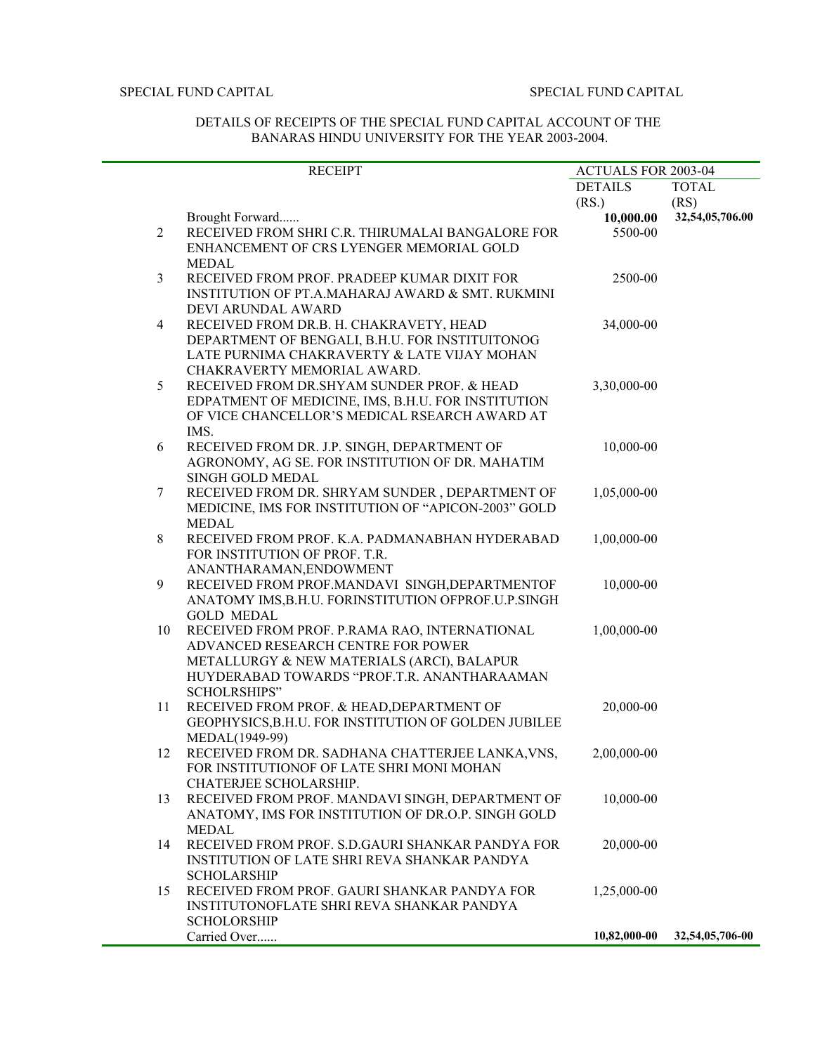SPECIAL FUND CAPITAL SPECIAL FUND CAPITAL

DETAILS OF RECEIPTS OF THE SPECIAL FUND CAPITAL ACCOUNT OF THE BANARAS HINDU UNIVERSITY FOR THE YEAR 2003-2004.

| | RECEIPT | ACTUALS FOR 2003-04 | |
|---|---|---|---|
| | | DETAILS (RS.) | TOTAL (RS) |
| | Brought Forward...... | **10,000.00** | **32,54,05,706.00** |
| 2 | RECEIVED FROM SHRI C.R. THIRUMALAI BANGALORE FOR ENHANCEMENT OF CRS LYENGER MEMORIAL GOLD MEDAL | 5500-00 | |
| 3 | RECEIVED FROM PROF. PRADEEP KUMAR DIXIT FOR INSTITUTION OF PT.A.MAHARAJ AWARD & SMT. RUKMINI DEVI ARUNDAL AWARD | 2500-00 | |
| 4 | RECEIVED FROM DR.B. H. CHAKRAVETY, HEAD DEPARTMENT OF BENGALI, B.H.U. FOR INSTITUITONOG LATE PURNIMA CHAKRAVERTY & LATE VIJAY MOHAN CHAKRAVERTY MEMORIAL AWARD. | 34,000-00 | |
| 5 | RECEIVED FROM DR.SHYAM SUNDER PROF. & HEAD EDPATMENT OF MEDICINE, IMS, B.H.U. FOR INSTITUTION OF VICE CHANCELLOR'S MEDICAL RSEARCH AWARD AT IMS. | 3,30,000-00 | |
| 6 | RECEIVED FROM DR. J.P. SINGH, DEPARTMENT OF AGRONOMY, AG SE. FOR INSTITUTION OF DR. MAHATIM SINGH GOLD MEDAL | 10,000-00 | |
| 7 | RECEIVED FROM DR. SHRYAM SUNDER , DEPARTMENT OF MEDICINE, IMS FOR INSTITUTION OF "APICON-2003" GOLD MEDAL | 1,05,000-00 | |
| 8 | RECEIVED FROM PROF. K.A. PADMANABHAN HYDERABAD FOR INSTITUTION OF PROF. T.R. ANANTHARAMAN,ENDOWMENT | 1,00,000-00 | |
| 9 | RECEIVED FROM PROF.MANDAVI SINGH,DEPARTMENTOF ANATOMY IMS,B.H.U. FORINSTITUTION OFPROF.U.P.SINGH GOLD MEDAL | 10,000-00 | |
| 10 | RECEIVED FROM PROF. P.RAMA RAO, INTERNATIONAL ADVANCED RESEARCH CENTRE FOR POWER METALLURGY & NEW MATERIALS (ARCI), BALAPUR HUYDERABAD TOWARDS "PROF.T.R. ANANTHARAAMAN SCHOLRSHIPS" | 1,00,000-00 | |
| 11 | RECEIVED FROM PROF. & HEAD,DEPARTMENT OF GEOPHYSICS,B.H.U. FOR INSTITUTION OF GOLDEN JUBILEE MEDAL(1949-99) | 20,000-00 | |
| 12 | RECEIVED FROM DR. SADHANA CHATTERJEE LANKA,VNS, FOR INSTITUTIONOF OF LATE SHRI MONI MOHAN CHATERJEE SCHOLARSHIP. | 2,00,000-00 | |
| 13 | RECEIVED FROM PROF. MANDAVI SINGH, DEPARTMENT OF ANATOMY, IMS FOR INSTITUTION OF DR.O.P. SINGH GOLD MEDAL | 10,000-00 | |
| 14 | RECEIVED FROM PROF. S.D.GAURI SHANKAR PANDYA FOR INSTITUTION OF LATE SHRI REVA SHANKAR PANDYA SCHOLARSHIP | 20,000-00 | |
| 15 | RECEIVED FROM PROF. GAURI SHANKAR PANDYA FOR INSTITUTONOFLATE SHRI REVA SHANKAR PANDYA SCHOLORSHIP | 1,25,000-00 | |
| | Carried Over...... | **10,82,000-00** | **32,54,05,706-00** |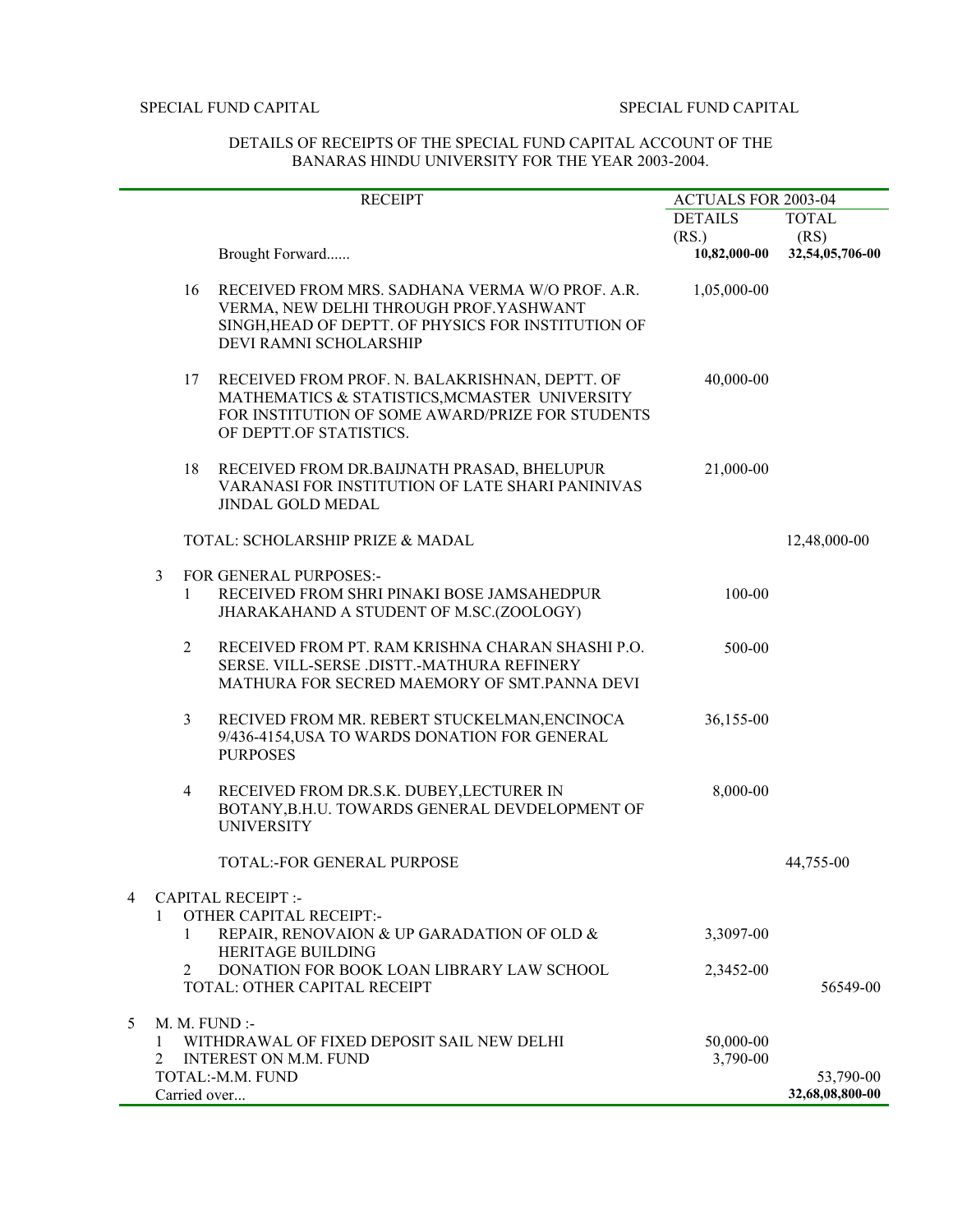SPECIAL FUND CAPITAL SPECIAL FUND CAPITAL

DETAILS OF RECEIPTS OF THE SPECIAL FUND CAPITAL ACCOUNT OF THE BANARAS HINDU UNIVERSITY FOR THE YEAR 2003-2004.

| | | | RECEIPT | ACTUALS FOR 2003-04 | |
|---|---|---|---|---|---|
| | | | | DETAILS (RS.) | TOTAL (RS) |
| | | | Brought Forward...... | **10,82,000-00** | **32,54,05,706-00** |
| | | 16 | RECEIVED FROM MRS. SADHANA VERMA W/O PROF. A.R. VERMA, NEW DELHI THROUGH PROF.YASHWANT SINGH,HEAD OF DEPTT. OF PHYSICS FOR INSTITUTION OF DEVI RAMNI SCHOLARSHIP | 1,05,000-00 | |
| | | 17 | RECEIVED FROM PROF. N. BALAKRISHNAN, DEPTT. OF MATHEMATICS & STATISTICS,MCMASTER UNIVERSITY FOR INSTITUTION OF SOME AWARD/PRIZE FOR STUDENTS OF DEPTT.OF STATISTICS. | 40,000-00 | |
| | | 18 | RECEIVED FROM DR.BAIJNATH PRASAD, BHELUPUR VARANASI FOR INSTITUTION OF LATE SHARI PANINIVAS JINDAL GOLD MEDAL | 21,000-00 | |
| | | | TOTAL: SCHOLARSHIP PRIZE & MADAL | | 12,48,000-00 |
| | 3 | | FOR GENERAL PURPOSES:- | | |
| | | 1 | RECEIVED FROM SHRI PINAKI BOSE JAMSAHEDPUR JHARAKAHAND A STUDENT OF M.SC.(ZOOLOGY) | 100-00 | |
| | | 2 | RECEIVED FROM PT. RAM KRISHNA CHARAN SHASHI P.O. SERSE. VILL-SERSE .DISTT.-MATHURA REFINERY MATHURA FOR SECRED MAEMORY OF SMT.PANNA DEVI | 500-00 | |
| | | 3 | RECIVED FROM MR. REBERT STUCKELMAN,ENCINOCA 9/436-4154,USA TO WARDS DONATION FOR GENERAL PURPOSES | 36,155-00 | |
| | | 4 | RECEIVED FROM DR.S.K. DUBEY,LECTURER IN BOTANY,B.H.U. TOWARDS GENERAL DEVDELOPMENT OF UNIVERSITY | 8,000-00 | |
| | | | TOTAL:-FOR GENERAL PURPOSE | | 44,755-00 |
| 4 | | | CAPITAL RECEIPT :- | | |
| | 1 | | OTHER CAPITAL RECEIPT:- | | |
| | | 1 | REPAIR, RENOVAION & UP GARADATION OF OLD & HERITAGE BUILDING | 3,3097-00 | |
| | | 2 | DONATION FOR BOOK LOAN LIBRARY LAW SCHOOL | 2,3452-00 | |
| | | | TOTAL: OTHER CAPITAL RECEIPT | | 56549-00 |
| 5 | | | M. M. FUND :- | | |
| | 1 | | WITHDRAWAL OF FIXED DEPOSIT SAIL NEW DELHI | 50,000-00 | |
| | 2 | | INTEREST ON M.M. FUND | 3,790-00 | |
| | | | TOTAL:-M.M. FUND | | 53,790-00 |
| | | | Carried over... | | **32,68,08,800-00** |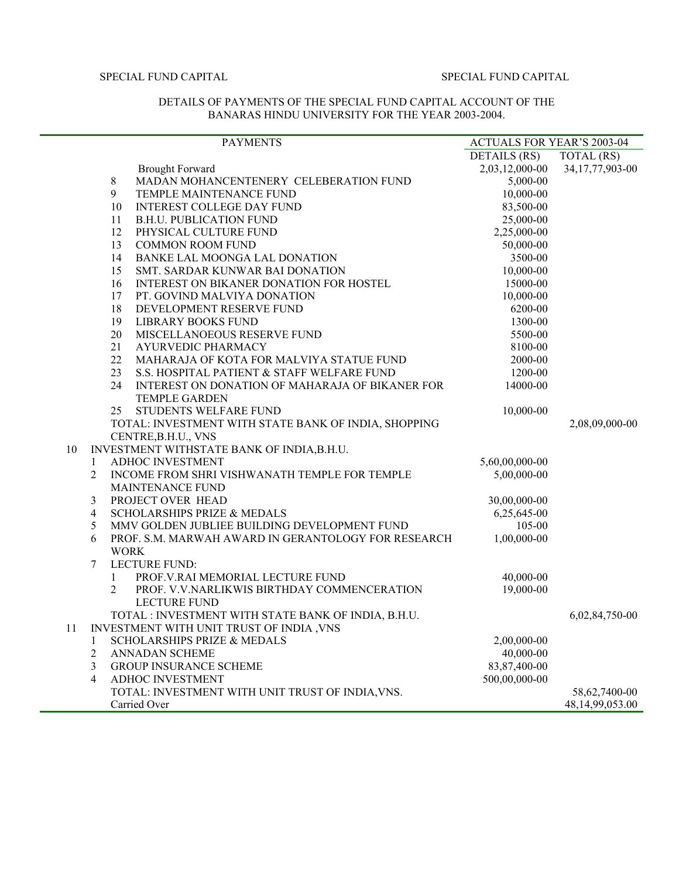SPECIAL FUND CAPITAL SPECIAL FUND CAPITAL

DETAILS OF PAYMENTS OF THE SPECIAL FUND CAPITAL ACCOUNT OF THE BANARAS HINDU UNIVERSITY FOR THE YEAR 2003-2004.

| | | | PAYMENTS | ACTUALS FOR YEAR'S 2003-04 | |
|---|---|---|---|---|---|
| | | | | DETAILS (RS) | TOTAL (RS) |
| | | | Brought Forward | 2,03,12,000-00 | 34,17,77,903-00 |
| | | 8 | MADAN MOHANCENTENERY CELEBERATION FUND | 5,000-00 | |
| | | 9 | TEMPLE MAINTENANCE FUND | 10,000-00 | |
| | | 10 | INTEREST COLLEGE DAY FUND | 83,500-00 | |
| | | 11 | B.H.U. PUBLICATION FUND | 25,000-00 | |
| | | 12 | PHYSICAL CULTURE FUND | 2,25,000-00 | |
| | | 13 | COMMON ROOM FUND | 50,000-00 | |
| | | 14 | BANKE LAL MOONGA LAL DONATION | 3500-00 | |
| | | 15 | SMT. SARDAR KUNWAR BAI DONATION | 10,000-00 | |
| | | 16 | INTEREST ON BIKANER DONATION FOR HOSTEL | 15000-00 | |
| | | 17 | PT. GOVIND MALVIYA DONATION | 10,000-00 | |
| | | 18 | DEVELOPMENT RESERVE FUND | 6200-00 | |
| | | 19 | LIBRARY BOOKS FUND | 1300-00 | |
| | | 20 | MISCELLANOEOUS RESERVE FUND | 5500-00 | |
| | | 21 | AYURVEDIC PHARMACY | 8100-00 | |
| | | 22 | MAHARAJA OF KOTA FOR MALVIYA STATUE FUND | 2000-00 | |
| | | 23 | S.S. HOSPITAL PATIENT & STAFF WELFARE FUND | 1200-00 | |
| | | 24 | INTEREST ON DONATION OF MAHARAJA OF BIKANER FOR TEMPLE GARDEN | 14000-00 | |
| | | 25 | STUDENTS WELFARE FUND | 10,000-00 | |
| | | | TOTAL: INVESTMENT WITH STATE BANK OF INDIA, SHOPPING CENTRE,B.H.U., VNS | | 2,08,09,000-00 |
| 10 | | | INVESTMENT WITHSTATE BANK OF INDIA,B.H.U. | | |
| | 1 | | ADHOC INVESTMENT | 5,60,00,000-00 | |
| | 2 | | INCOME FROM SHRI VISHWANATH TEMPLE FOR TEMPLE MAINTENANCE FUND | 5,00,000-00 | |
| | 3 | | PROJECT OVER HEAD | 30,00,000-00 | |
| | 4 | | SCHOLARSHIPS PRIZE & MEDALS | 6,25,645-00 | |
| | 5 | | MMV GOLDEN JUBLIEE BUILDING DEVELOPMENT FUND | 105-00 | |
| | 6 | | PROF. S.M. MARWAH AWARD IN GERANTOLOGY FOR RESEARCH WORK | 1,00,000-00 | |
| | 7 | | LECTURE FUND: | | |
| | | 1 | PROF.V.RAI MEMORIAL LECTURE FUND | 40,000-00 | |
| | | 2 | PROF. V.V.NARLIKWIS BIRTHDAY COMMENCERATION LECTURE FUND | 19,000-00 | |
| | | | TOTAL : INVESTMENT WITH STATE BANK OF INDIA, B.H.U. | | 6,02,84,750-00 |
| 11 | | | INVESTMENT WITH UNIT TRUST OF INDIA ,VNS | | |
| | 1 | | SCHOLARSHIPS PRIZE & MEDALS | 2,00,000-00 | |
| | 2 | | ANNADAN SCHEME | 40,000-00 | |
| | 3 | | GROUP INSURANCE SCHEME | 83,87,400-00 | |
| | 4 | | ADHOC INVESTMENT | 500,00,000-00 | |
| | | | TOTAL: INVESTMENT WITH UNIT TRUST OF INDIA,VNS. | | 58,62,7400-00 |
| | | | Carried Over | | 48,14,99,053.00 |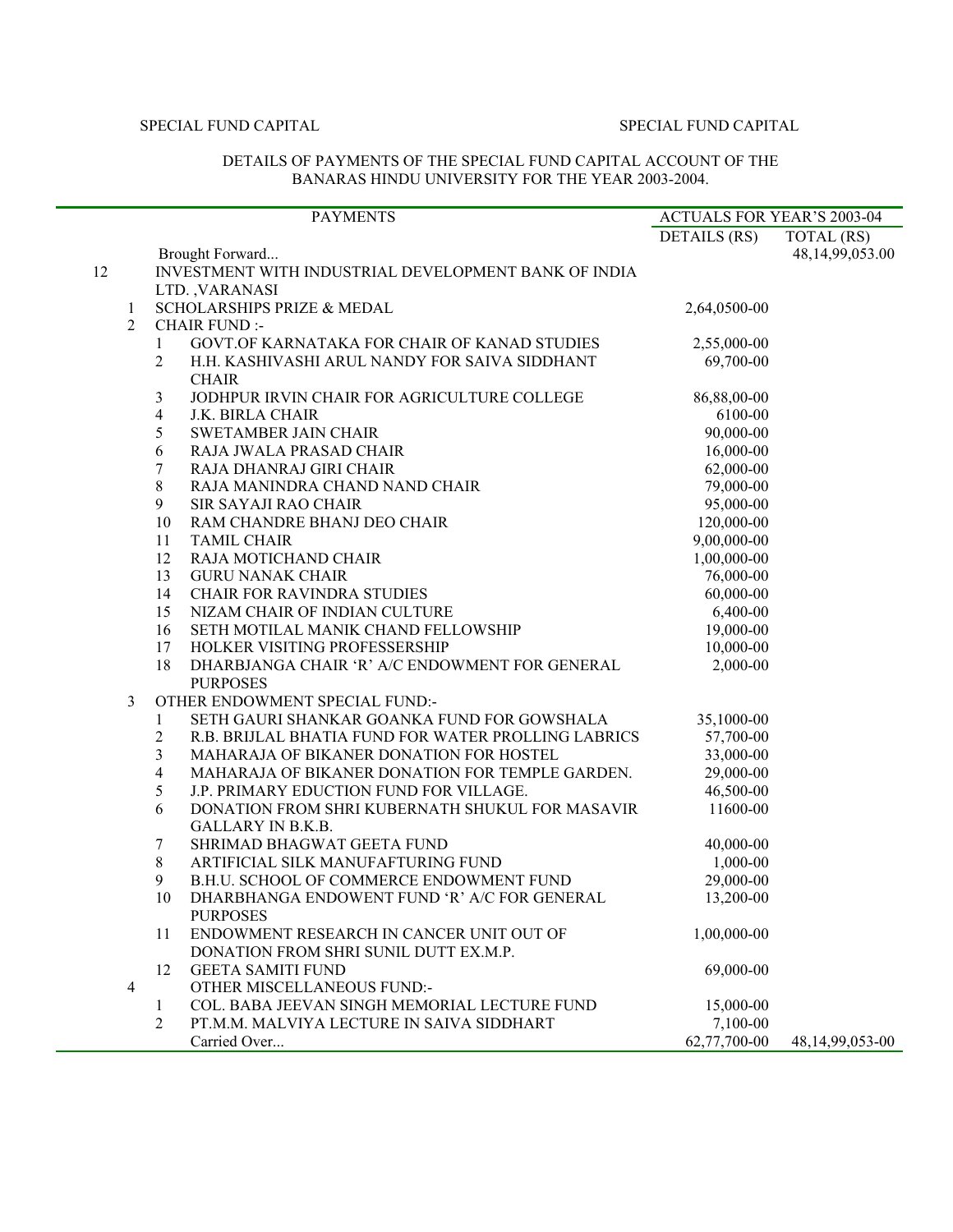SPECIAL FUND CAPITAL SPECIAL FUND CAPITAL

DETAILS OF PAYMENTS OF THE SPECIAL FUND CAPITAL ACCOUNT OF THE BANARAS HINDU UNIVERSITY FOR THE YEAR 2003-2004.

| | | | PAYMENTS | ACTUALS FOR YEAR'S 2003-04 | |
|---|---|---|---|---|---|
| | | | | DETAILS (RS) | TOTAL (RS) |
| | | | Brought Forward... | | 48,14,99,053.00 |
| 12 | | | INVESTMENT WITH INDUSTRIAL DEVELOPMENT BANK OF INDIA LTD. ,VARANASI | | |
| | 1 | | SCHOLARSHIPS PRIZE & MEDAL | 2,64,0500-00 | |
| | 2 | | CHAIR FUND :- | | |
| | | 1 | GOVT.OF KARNATAKA FOR CHAIR OF KANAD STUDIES | 2,55,000-00 | |
| | | 2 | H.H. KASHIVASHI ARUL NANDY FOR SAIVA SIDDHANT CHAIR | 69,700-00 | |
| | | 3 | JODHPUR IRVIN CHAIR FOR AGRICULTURE COLLEGE | 86,88,00-00 | |
| | | 4 | J.K. BIRLA CHAIR | 6100-00 | |
| | | 5 | SWETAMBER JAIN CHAIR | 90,000-00 | |
| | | 6 | RAJA JWALA PRASAD CHAIR | 16,000-00 | |
| | | 7 | RAJA DHANRAJ GIRI CHAIR | 62,000-00 | |
| | | 8 | RAJA MANINDRA CHAND NAND CHAIR | 79,000-00 | |
| | | 9 | SIR SAYAJI RAO CHAIR | 95,000-00 | |
| | | 10 | RAM CHANDRE BHANJ DEO CHAIR | 120,000-00 | |
| | | 11 | TAMIL CHAIR | 9,00,000-00 | |
| | | 12 | RAJA MOTICHAND CHAIR | 1,00,000-00 | |
| | | 13 | GURU NANAK CHAIR | 76,000-00 | |
| | | 14 | CHAIR FOR RAVINDRA STUDIES | 60,000-00 | |
| | | 15 | NIZAM CHAIR OF INDIAN CULTURE | 6,400-00 | |
| | | 16 | SETH MOTILAL MANIK CHAND FELLOWSHIP | 19,000-00 | |
| | | 17 | HOLKER VISITING PROFESSERSHIP | 10,000-00 | |
| | | 18 | DHARBJANGA CHAIR 'R' A/C ENDOWMENT FOR GENERAL PURPOSES | 2,000-00 | |
| | 3 | | OTHER ENDOWMENT SPECIAL FUND:- | | |
| | | 1 | SETH GAURI SHANKAR GOANKA FUND FOR GOWSHALA | 35,1000-00 | |
| | | 2 | R.B. BRIJLAL BHATIA FUND FOR WATER PROLLING LABRICS | 57,700-00 | |
| | | 3 | MAHARAJA OF BIKANER DONATION FOR HOSTEL | 33,000-00 | |
| | | 4 | MAHARAJA OF BIKANER DONATION FOR TEMPLE GARDEN. | 29,000-00 | |
| | | 5 | J.P. PRIMARY EDUCTION FUND FOR VILLAGE. | 46,500-00 | |
| | | 6 | DONATION FROM SHRI KUBERNATH SHUKUL FOR MASAVIR GALLARY IN B.K.B. | 11600-00 | |
| | | 7 | SHRIMAD BHAGWAT GEETA FUND | 40,000-00 | |
| | | 8 | ARTIFICIAL SILK MANUFAFTURING FUND | 1,000-00 | |
| | | 9 | B.H.U. SCHOOL OF COMMERCE ENDOWMENT FUND | 29,000-00 | |
| | | 10 | DHARBHANGA ENDOWENT FUND 'R' A/C FOR GENERAL PURPOSES | 13,200-00 | |
| | | 11 | ENDOWMENT RESEARCH IN CANCER UNIT OUT OF DONATION FROM SHRI SUNIL DUTT EX.M.P. | 1,00,000-00 | |
| | | 12 | GEETA SAMITI FUND | 69,000-00 | |
| | 4 | | OTHER MISCELLANEOUS FUND:- | | |
| | | 1 | COL. BABA JEEVAN SINGH MEMORIAL LECTURE FUND | 15,000-00 | |
| | | 2 | PT.M.M. MALVIYA LECTURE IN SAIVA SIDDHART | 7,100-00 | |
| | | | Carried Over... | 62,77,700-00 | 48,14,99,053-00 |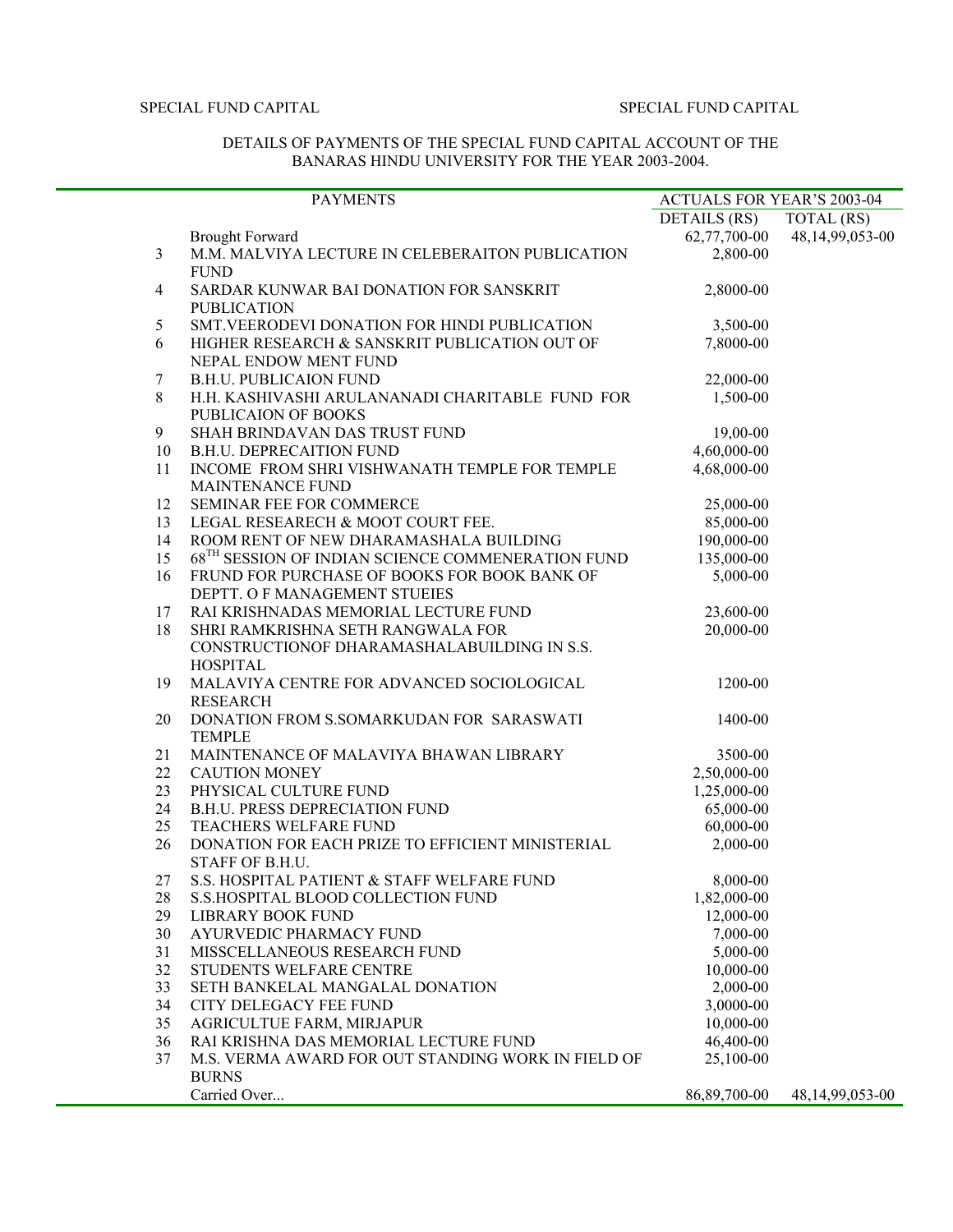SPECIAL FUND CAPITAL SPECIAL FUND CAPITAL

DETAILS OF PAYMENTS OF THE SPECIAL FUND CAPITAL ACCOUNT OF THE BANARAS HINDU UNIVERSITY FOR THE YEAR 2003-2004.

| | PAYMENTS | ACTUALS FOR YEAR'S 2003-04 | |
|---|---|---|---|
| | | DETAILS (RS) | TOTAL (RS) |
| | Brought Forward | 62,77,700-00 | 48,14,99,053-00 |
| 3 | M.M. MALVIYA LECTURE IN CELEBERAITON PUBLICATION FUND | 2,800-00 | |
| 4 | SARDAR KUNWAR BAI DONATION FOR SANSKRIT PUBLICATION | 2,8000-00 | |
| 5 | SMT.VEERODEVI DONATION FOR HINDI PUBLICATION | 3,500-00 | |
| 6 | HIGHER RESEARCH & SANSKRIT PUBLICATION OUT OF NEPAL ENDOW MENT FUND | 7,8000-00 | |
| 7 | B.H.U. PUBLICAION FUND | 22,000-00 | |
| 8 | H.H. KASHIVASHI ARULANANADI CHARITABLE FUND FOR PUBLICAION OF BOOKS | 1,500-00 | |
| 9 | SHAH BRINDAVAN DAS TRUST FUND | 19,00-00 | |
| 10 | B.H.U. DEPRECAITION FUND | 4,60,000-00 | |
| 11 | INCOME FROM SHRI VISHWANATH TEMPLE FOR TEMPLE MAINTENANCE FUND | 4,68,000-00 | |
| 12 | SEMINAR FEE FOR COMMERCE | 25,000-00 | |
| 13 | LEGAL RESEARECH & MOOT COURT FEE. | 85,000-00 | |
| 14 | ROOM RENT OF NEW DHARAMASHALA BUILDING | 190,000-00 | |
| 15 | 68TH SESSION OF INDIAN SCIENCE COMMENERATION FUND | 135,000-00 | |
| 16 | FRUND FOR PURCHASE OF BOOKS FOR BOOK BANK OF DEPTT. O F MANAGEMENT STUEIES | 5,000-00 | |
| 17 | RAI KRISHNADAS MEMORIAL LECTURE FUND | 23,600-00 | |
| 18 | SHRI RAMKRISHNA SETH RANGWALA FOR CONSTRUCTIONOF DHARAMASHALABUILDING IN S.S. HOSPITAL | 20,000-00 | |
| 19 | MALAVIYA CENTRE FOR ADVANCED SOCIOLOGICAL RESEARCH | 1200-00 | |
| 20 | DONATION FROM S.SOMARKUDAN FOR SARASWATI TEMPLE | 1400-00 | |
| 21 | MAINTENANCE OF MALAVIYA BHAWAN LIBRARY | 3500-00 | |
| 22 | CAUTION MONEY | 2,50,000-00 | |
| 23 | PHYSICAL CULTURE FUND | 1,25,000-00 | |
| 24 | B.H.U. PRESS DEPRECIATION FUND | 65,000-00 | |
| 25 | TEACHERS WELFARE FUND | 60,000-00 | |
| 26 | DONATION FOR EACH PRIZE TO EFFICIENT MINISTERIAL STAFF OF B.H.U. | 2,000-00 | |
| 27 | S.S. HOSPITAL PATIENT & STAFF WELFARE FUND | 8,000-00 | |
| 28 | S.S.HOSPITAL BLOOD COLLECTION FUND | 1,82,000-00 | |
| 29 | LIBRARY BOOK FUND | 12,000-00 | |
| 30 | AYURVEDIC PHARMACY FUND | 7,000-00 | |
| 31 | MISSCELLANEOUS RESEARCH FUND | 5,000-00 | |
| 32 | STUDENTS WELFARE CENTRE | 10,000-00 | |
| 33 | SETH BANKELAL MANGALAL DONATION | 2,000-00 | |
| 34 | CITY DELEGACY FEE FUND | 3,0000-00 | |
| 35 | AGRICULTUE FARM, MIRJAPUR | 10,000-00 | |
| 36 | RAI KRISHNA DAS MEMORIAL LECTURE FUND | 46,400-00 | |
| 37 | M.S. VERMA AWARD FOR OUT STANDING WORK IN FIELD OF BURNS | 25,100-00 | |
| | Carried Over... | 86,89,700-00 | 48,14,99,053-00 |